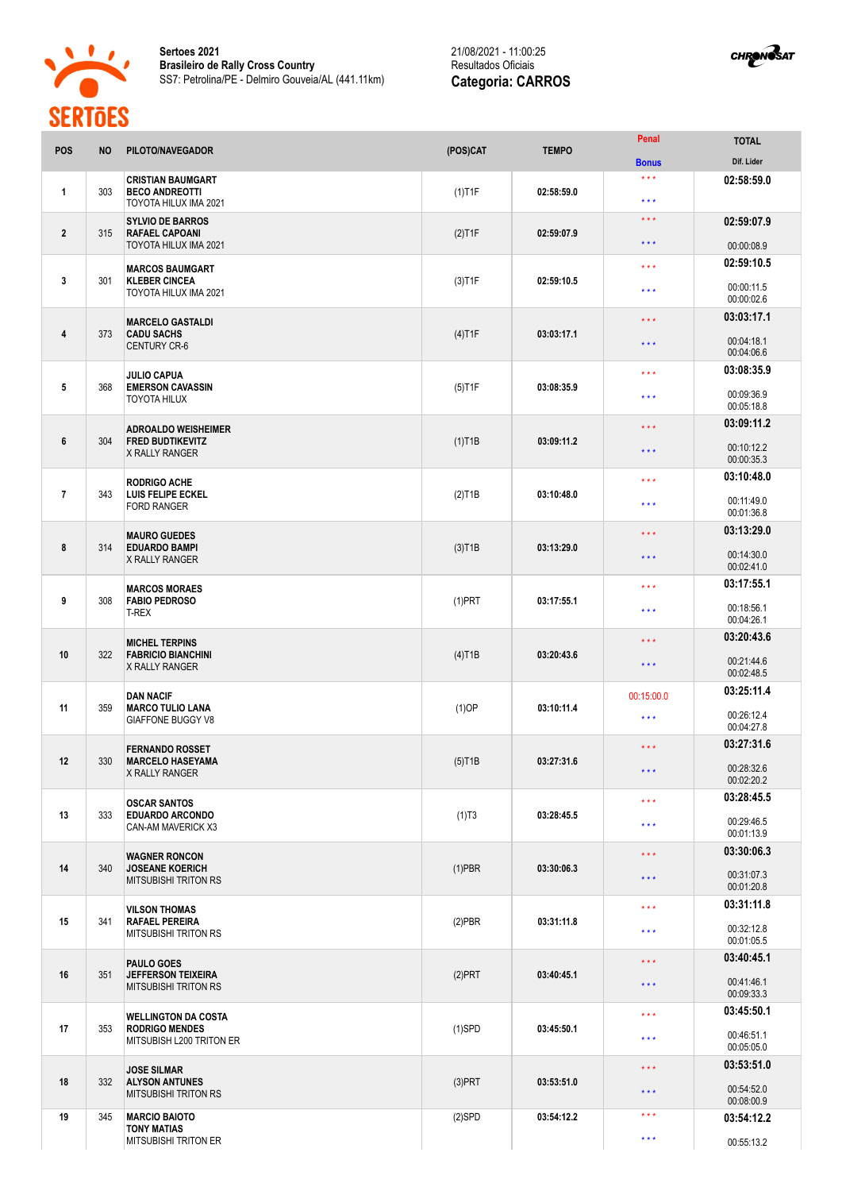**Sertoes 2021**
**Brasileiro de Rally Cross Country**
SS7: Petrolina/PE - Delmiro Gouveia/AL (441.11km)

21/08/2021 - 11:00:25
Resultados Oficiais
**Categoria: CARROS**

| POS | NO | PILOTO/NAVEGADOR | (POS)CAT | TEMPO | Penal / Bonus | TOTAL / Dif. Lider |
|---|---|---|---|---|---|---|
| 1 | 303 | **CRISTIAN BAUMGART** **BECO ANDREOTTI** TOYOTA HILUX IMA 2021 | (1)T1F | 02:58:59.0 | \*\*\* / \*\*\* | **02:58:59.0** |
| 2 | 315 | **SYLVIO DE BARROS** **RAFAEL CAPOANI** TOYOTA HILUX IMA 2021 | (2)T1F | 02:59:07.9 | \*\*\* / \*\*\* | **02:59:07.9** 00:00:08.9 |
| 3 | 301 | **MARCOS BAUMGART** **KLEBER CINCEA** TOYOTA HILUX IMA 2021 | (3)T1F | 02:59:10.5 | \*\*\* / \*\*\* | **02:59:10.5** 00:00:11.5 00:00:02.6 |
| 4 | 373 | **MARCELO GASTALDI** **CADU SACHS** CENTURY CR-6 | (4)T1F | 03:03:17.1 | \*\*\* / \*\*\* | **03:03:17.1** 00:04:18.1 00:04:06.6 |
| 5 | 368 | **JULIO CAPUA** **EMERSON CAVASSIN** TOYOTA HILUX | (5)T1F | 03:08:35.9 | \*\*\* / \*\*\* | **03:08:35.9** 00:09:36.9 00:05:18.8 |
| 6 | 304 | **ADROALDO WEISHEIMER** **FRED BUDTIKEVITZ** X RALLY RANGER | (1)T1B | 03:09:11.2 | \*\*\* / \*\*\* | **03:09:11.2** 00:10:12.2 00:00:35.3 |
| 7 | 343 | **RODRIGO ACHE** **LUIS FELIPE ECKEL** FORD RANGER | (2)T1B | 03:10:48.0 | \*\*\* / \*\*\* | **03:10:48.0** 00:11:49.0 00:01:36.8 |
| 8 | 314 | **MAURO GUEDES** **EDUARDO BAMPI** X RALLY RANGER | (3)T1B | 03:13:29.0 | \*\*\* / \*\*\* | **03:13:29.0** 00:14:30.0 00:02:41.0 |
| 9 | 308 | **MARCOS MORAES** **FABIO PEDROSO** T-REX | (1)PRT | 03:17:55.1 | \*\*\* / \*\*\* | **03:17:55.1** 00:18:56.1 00:04:26.1 |
| 10 | 322 | **MICHEL TERPINS** **FABRICIO BIANCHINI** X RALLY RANGER | (4)T1B | 03:20:43.6 | \*\*\* / \*\*\* | **03:20:43.6** 00:21:44.6 00:02:48.5 |
| 11 | 359 | **DAN NACIF** **MARCO TULIO LANA** GIAFFONE BUGGY V8 | (1)OP | 03:10:11.4 | 00:15:00.0 / \*\*\* | **03:25:11.4** 00:26:12.4 00:04:27.8 |
| 12 | 330 | **FERNANDO ROSSET** **MARCELO HASEYAMA** X RALLY RANGER | (5)T1B | 03:27:31.6 | \*\*\* / \*\*\* | **03:27:31.6** 00:28:32.6 00:02:20.2 |
| 13 | 333 | **OSCAR SANTOS** **EDUARDO ARCONDO** CAN-AM MAVERICK X3 | (1)T3 | 03:28:45.5 | \*\*\* / \*\*\* | **03:28:45.5** 00:29:46.5 00:01:13.9 |
| 14 | 340 | **WAGNER RONCON** **JOSEANE KOERICH** MITSUBISHI TRITON RS | (1)PBR | 03:30:06.3 | \*\*\* / \*\*\* | **03:30:06.3** 00:31:07.3 00:01:20.8 |
| 15 | 341 | **VILSON THOMAS** **RAFAEL PEREIRA** MITSUBISHI TRITON RS | (2)PBR | 03:31:11.8 | \*\*\* / \*\*\* | **03:31:11.8** 00:32:12.8 00:01:05.5 |
| 16 | 351 | **PAULO GOES** **JEFFERSON TEIXEIRA** MITSUBISHI TRITON RS | (2)PRT | 03:40:45.1 | \*\*\* / \*\*\* | **03:40:45.1** 00:41:46.1 00:09:33.3 |
| 17 | 353 | **WELLINGTON DA COSTA** **RODRIGO MENDES** MITSUBISH L200 TRITON ER | (1)SPD | 03:45:50.1 | \*\*\* / \*\*\* | **03:45:50.1** 00:46:51.1 00:05:05.0 |
| 18 | 332 | **JOSE SILMAR** **ALYSON ANTUNES** MITSUBISHI TRITON RS | (3)PRT | 03:53:51.0 | \*\*\* / \*\*\* | **03:53:51.0** 00:54:52.0 00:08:00.9 |
| 19 | 345 | **MARCIO BAIOTO** **TONY MATIAS** MITSUBISHI TRITON ER | (2)SPD | 03:54:12.2 | \*\*\* / \*\*\* | **03:54:12.2** 00:55:13.2 |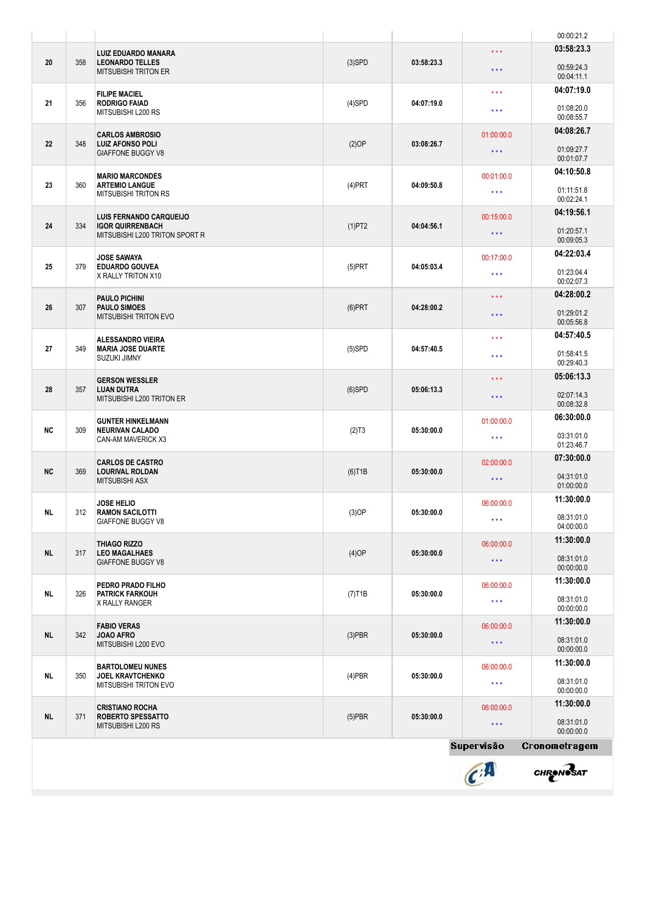| | | | | | | |
|---|---|---|---|---|---|---|
| | | | | | | 00:00:21.2 |
| 20 | 358 | **LUIZ EDUARDO MANARA**<br>**LEONARDO TELLES**<br>MITSUBISHI TRITON ER | (3)SPD | 03:58:23.3 | \*\*\*<br>\*\*\* | **03:58:23.3**<br>00:59:24.3<br>00:04:11.1 |
| 21 | 356 | **FILIPE MACIEL**<br>**RODRIGO FAIAD**<br>MITSUBISHI L200 RS | (4)SPD | 04:07:19.0 | \*\*\*<br>\*\*\* | **04:07:19.0**<br>01:08:20.0<br>00:08:55.7 |
| 22 | 348 | **CARLOS AMBROSIO**<br>**LUIZ AFONSO POLI**<br>GIAFFONE BUGGY V8 | (2)OP | 03:08:26.7 | 01:00:00.0<br>\*\*\* | **04:08:26.7**<br>01:09:27.7<br>00:01:07.7 |
| 23 | 360 | **MARIO MARCONDES**<br>**ARTEMIO LANGUE**<br>MITSUBISHI TRITON RS | (4)PRT | 04:09:50.8 | 00:01:00.0<br>\*\*\* | **04:10:50.8**<br>01:11:51.8<br>00:02:24.1 |
| 24 | 334 | **LUIS FERNANDO CARQUEIJO**<br>**IGOR QUIRRENBACH**<br>MITSUBISHI L200 TRITON SPORT R | (1)PT2 | 04:04:56.1 | 00:15:00.0<br>\*\*\* | **04:19:56.1**<br>01:20:57.1<br>00:09:05.3 |
| 25 | 379 | **JOSE SAWAYA**<br>**EDUARDO GOUVEA**<br>X RALLY TRITON X10 | (5)PRT | 04:05:03.4 | 00:17:00.0<br>\*\*\* | **04:22:03.4**<br>01:23:04.4<br>00:02:07.3 |
| 26 | 307 | **PAULO PICHINI**<br>**PAULO SIMOES**<br>MITSUBISHI TRITON EVO | (6)PRT | 04:28:00.2 | \*\*\*<br>\*\*\* | **04:28:00.2**<br>01:29:01.2<br>00:05:56.8 |
| 27 | 349 | **ALESSANDRO VIEIRA**<br>**MARIA JOSE DUARTE**<br>SUZUKI JIMNY | (5)SPD | 04:57:40.5 | \*\*\*<br>\*\*\* | **04:57:40.5**<br>01:58:41.5<br>00:29:40.3 |
| 28 | 357 | **GERSON WESSLER**<br>**LUAN DUTRA**<br>MITSUBISHI L200 TRITON ER | (6)SPD | 05:06:13.3 | \*\*\*<br>\*\*\* | **05:06:13.3**<br>02:07:14.3<br>00:08:32.8 |
| NC | 309 | **GUNTER HINKELMANN**<br>**NEURIVAN CALADO**<br>CAN-AM MAVERICK X3 | (2)T3 | 05:30:00.0 | 01:00:00.0<br>\*\*\* | **06:30:00.0**<br>03:31:01.0<br>01:23:46.7 |
| NC | 369 | **CARLOS DE CASTRO**<br>**LOURIVAL ROLDAN**<br>MITSUBISHI ASX | (6)T1B | 05:30:00.0 | 02:00:00.0<br>\*\*\* | **07:30:00.0**<br>04:31:01.0<br>01:00:00.0 |
| NL | 312 | **JOSE HELIO**<br>**RAMON SACILOTTI**<br>GIAFFONE BUGGY V8 | (3)OP | 05:30:00.0 | 06:00:00.0<br>\*\*\* | **11:30:00.0**<br>08:31:01.0<br>04:00:00.0 |
| NL | 317 | **THIAGO RIZZO**<br>**LEO MAGALHAES**<br>GIAFFONE BUGGY V8 | (4)OP | 05:30:00.0 | 06:00:00.0<br>\*\*\* | **11:30:00.0**<br>08:31:01.0<br>00:00:00.0 |
| NL | 326 | **PEDRO PRADO FILHO**<br>**PATRICK FARKOUH**<br>X RALLY RANGER | (7)T1B | 05:30:00.0 | 06:00:00.0<br>\*\*\* | **11:30:00.0**<br>08:31:01.0<br>00:00:00.0 |
| NL | 342 | **FABIO VERAS**<br>**JOAO AFRO**<br>MITSUBISHI L200 EVO | (3)PBR | 05:30:00.0 | 06:00:00.0<br>\*\*\* | **11:30:00.0**<br>08:31:01.0<br>00:00:00.0 |
| NL | 350 | **BARTOLOMEU NUNES**<br>**JOEL KRAVTCHENKO**<br>MITSUBISHI TRITON EVO | (4)PBR | 05:30:00.0 | 06:00:00.0<br>\*\*\* | **11:30:00.0**<br>08:31:01.0<br>00:00:00.0 |
| NL | 371 | **CRISTIANO ROCHA**<br>**ROBERTO SPESSATTO**<br>MITSUBISHI L200 RS | (5)PBR | 05:30:00.0 | 06:00:00.0<br>\*\*\* | **11:30:00.0**<br>08:31:01.0<br>00:00:00.0 |

**Supervisão** **Cronometragem**

CBA CHRONOSAT